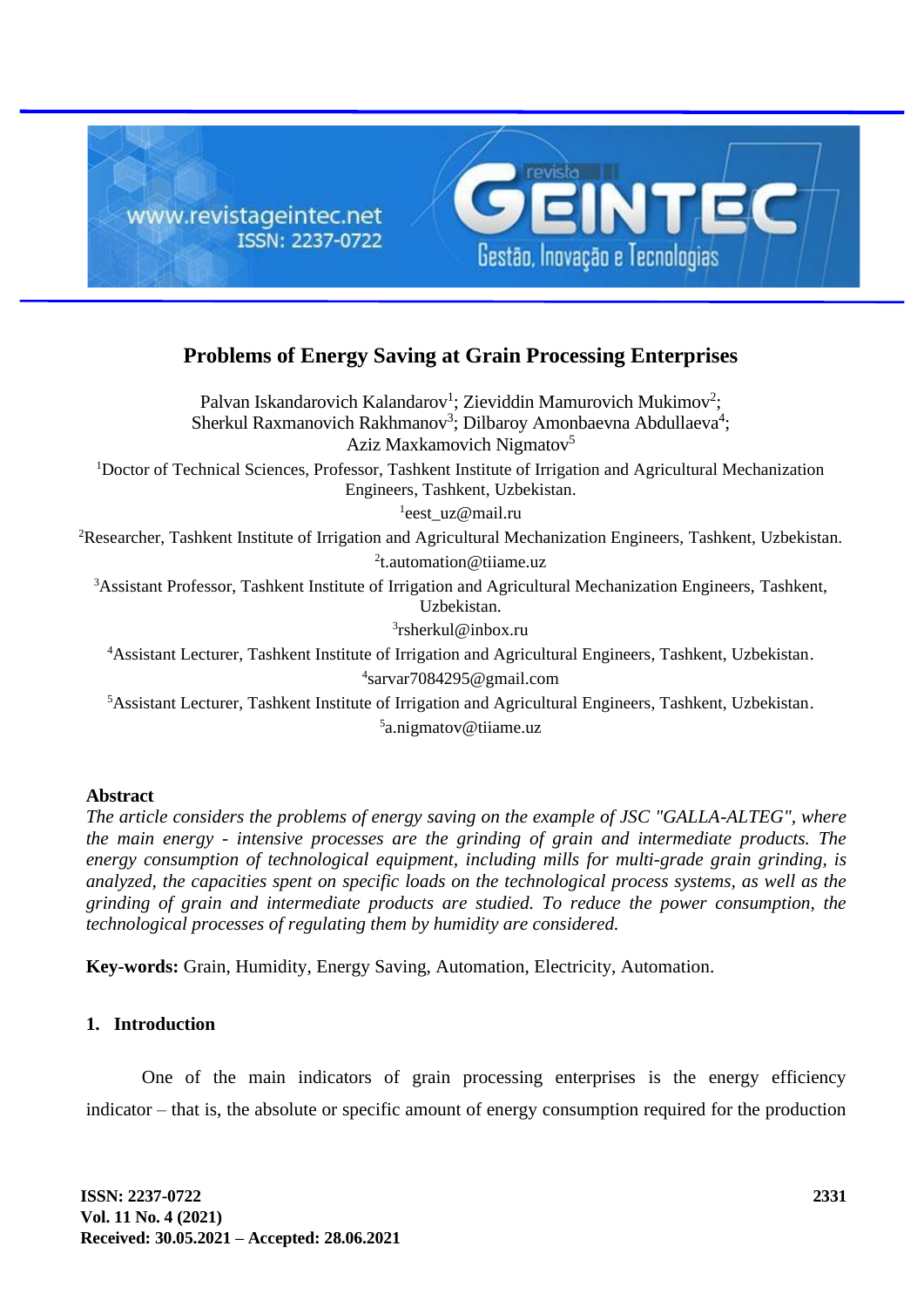# Problems of Energy Saving at Grain Processing Enterprises

Palvan Iskandarovich Kalandarov[1]; Zieviddin Mamurovich Mukimov[2]; Sherkul Raxmanovich Rakhmanov[3]; Dilbaroy Amonbaevna Abdullaeva[4]; Aziz Maxkamovich Nigmatov[5]

[1]Doctor of Technical Sciences, Professor, Tashkent Institute of Irrigation and Agricultural Mechanization Engineers, Tashkent, Uzbekistan.
[1]eest_uz@mail.ru

[2]Researcher, Tashkent Institute of Irrigation and Agricultural Mechanization Engineers, Tashkent, Uzbekistan.
[2]t.automation@tiiame.uz

[3]Assistant Professor, Tashkent Institute of Irrigation and Agricultural Mechanization Engineers, Tashkent, Uzbekistan.
[3]rsherkul@inbox.ru

[4]Assistant Lecturer, Tashkent Institute of Irrigation and Agricultural Engineers, Tashkent, Uzbekistan.
[4]sarvar7084295@gmail.com

[5]Assistant Lecturer, Tashkent Institute of Irrigation and Agricultural Engineers, Tashkent, Uzbekistan.
[5]a.nigmatov@tiiame.uz

## Abstract

*The article considers the problems of energy saving on the example of JSC "GALLA-ALTEG", where the main energy - intensive processes are the grinding of grain and intermediate products. The energy consumption of technological equipment, including mills for multi-grade grain grinding, is analyzed, the capacities spent on specific loads on the technological process systems, as well as the grinding of grain and intermediate products are studied. To reduce the power consumption, the technological processes of regulating them by humidity are considered.*

**Key-words:** Grain, Humidity, Energy Saving, Automation, Electricity, Automation.

## 1. Introduction

One of the main indicators of grain processing enterprises is the energy efficiency indicator – that is, the absolute or specific amount of energy consumption required for the production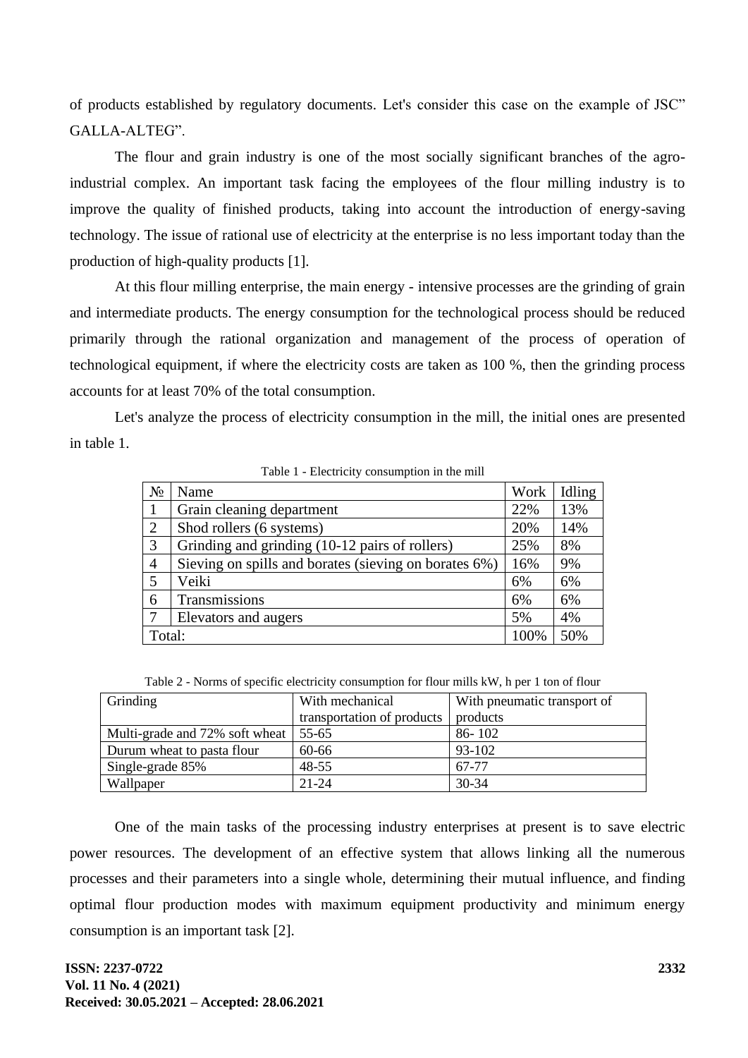of products established by regulatory documents. Let's consider this case on the example of JSC" GALLA-ALTEG".

The flour and grain industry is one of the most socially significant branches of the agro-industrial complex. An important task facing the employees of the flour milling industry is to improve the quality of finished products, taking into account the introduction of energy-saving technology. The issue of rational use of electricity at the enterprise is no less important today than the production of high-quality products [1].

At this flour milling enterprise, the main energy - intensive processes are the grinding of grain and intermediate products. The energy consumption for the technological process should be reduced primarily through the rational organization and management of the process of operation of technological equipment, if where the electricity costs are taken as 100 %, then the grinding process accounts for at least 70% of the total consumption.

Let's analyze the process of electricity consumption in the mill, the initial ones are presented in table 1.

Table 1 - Electricity consumption in the mill

| № | Name | Work | Idling |
|---|---|---|---|
| 1 | Grain cleaning department | 22% | 13% |
| 2 | Shod rollers (6 systems) | 20% | 14% |
| 3 | Grinding and grinding (10-12 pairs of rollers) | 25% | 8% |
| 4 | Sieving on spills and borates (sieving on borates 6%) | 16% | 9% |
| 5 | Veiki | 6% | 6% |
| 6 | Transmissions | 6% | 6% |
| 7 | Elevators and augers | 5% | 4% |
| Total: | | 100% | 50% |

Table 2 - Norms of specific electricity consumption for flour mills kW, h per 1 ton of flour

| Grinding | With mechanical transportation of products | With pneumatic transport of products |
|---|---|---|
| Multi-grade and 72% soft wheat | 55-65 | 86- 102 |
| Durum wheat to pasta flour | 60-66 | 93-102 |
| Single-grade 85% | 48-55 | 67-77 |
| Wallpaper | 21-24 | 30-34 |

One of the main tasks of the processing industry enterprises at present is to save electric power resources. The development of an effective system that allows linking all the numerous processes and their parameters into a single whole, determining their mutual influence, and finding optimal flour production modes with maximum equipment productivity and minimum energy consumption is an important task [2].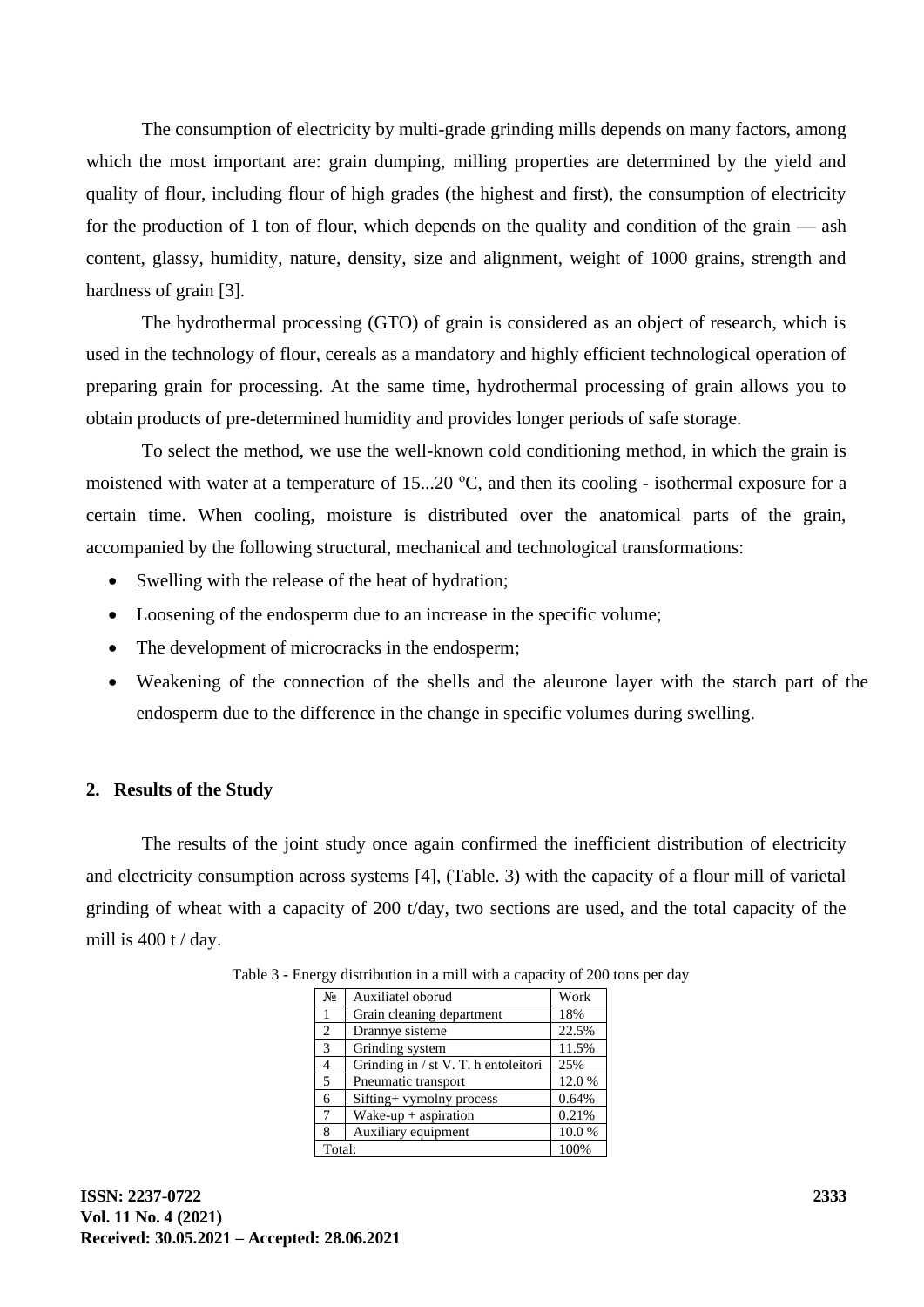The consumption of electricity by multi-grade grinding mills depends on many factors, among which the most important are: grain dumping, milling properties are determined by the yield and quality of flour, including flour of high grades (the highest and first), the consumption of electricity for the production of 1 ton of flour, which depends on the quality and condition of the grain — ash content, glassy, humidity, nature, density, size and alignment, weight of 1000 grains, strength and hardness of grain [3].

The hydrothermal processing (GTO) of grain is considered as an object of research, which is used in the technology of flour, cereals as a mandatory and highly efficient technological operation of preparing grain for processing. At the same time, hydrothermal processing of grain allows you to obtain products of pre-determined humidity and provides longer periods of safe storage.

To select the method, we use the well-known cold conditioning method, in which the grain is moistened with water at a temperature of 15...20 $^{o}$C, and then its cooling - isothermal exposure for a certain time. When cooling, moisture is distributed over the anatomical parts of the grain, accompanied by the following structural, mechanical and technological transformations:

- Swelling with the release of the heat of hydration;
- Loosening of the endosperm due to an increase in the specific volume;
- The development of microcracks in the endosperm;
- Weakening of the connection of the shells and the aleurone layer with the starch part of the endosperm due to the difference in the change in specific volumes during swelling.

## 2. Results of the Study

The results of the joint study once again confirmed the inefficient distribution of electricity and electricity consumption across systems [4], (Table. 3) with the capacity of a flour mill of varietal grinding of wheat with a capacity of 200 t/day, two sections are used, and the total capacity of the mill is 400 t / day.

Table 3 - Energy distribution in a mill with a capacity of 200 tons per day

| № | Auxiliatel oborud | Work |
|---|---|---|
| 1 | Grain cleaning department | 18% |
| 2 | Drannye sisteme | 22.5% |
| 3 | Grinding system | 11.5% |
| 4 | Grinding in / st V. T. h entoleitori | 25% |
| 5 | Pneumatic transport | 12.0 % |
| 6 | Sifting+ vymolny process | 0.64% |
| 7 | Wake-up + aspiration | 0.21% |
| 8 | Auxiliary equipment | 10.0 % |
| Total: | | 100% |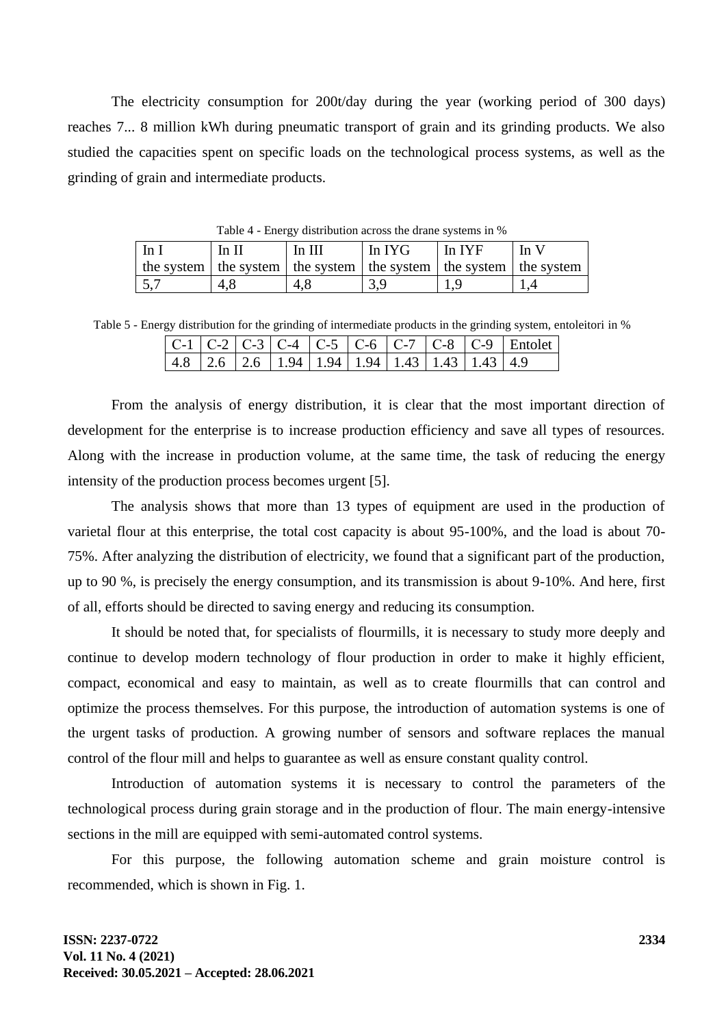The electricity consumption for 200t/day during the year (working period of 300 days) reaches 7... 8 million kWh during pneumatic transport of grain and its grinding products. We also studied the capacities spent on specific loads on the technological process systems, as well as the grinding of grain and intermediate products.

Table 4 - Energy distribution across the drane systems in %

| In I the system | In II the system | In III the system | In IYG the system | In IYF the system | In V the system |
|---|---|---|---|---|---|
| 5,7 | 4,8 | 4,8 | 3,9 | 1,9 | 1,4 |

Table 5 - Energy distribution for the grinding of intermediate products in the grinding system, entoleitori in %

| C-1 | C-2 | C-3 | C-4 | C-5 | C-6 | C-7 | C-8 | C-9 | Entolet |
|---|---|---|---|---|---|---|---|---|---|
| 4.8 | 2.6 | 2.6 | 1.94 | 1.94 | 1.94 | 1.43 | 1.43 | 1.43 | 4.9 |

From the analysis of energy distribution, it is clear that the most important direction of development for the enterprise is to increase production efficiency and save all types of resources. Along with the increase in production volume, at the same time, the task of reducing the energy intensity of the production process becomes urgent [5].

The analysis shows that more than 13 types of equipment are used in the production of varietal flour at this enterprise, the total cost capacity is about 95-100%, and the load is about 70-75%. After analyzing the distribution of electricity, we found that a significant part of the production, up to 90 %, is precisely the energy consumption, and its transmission is about 9-10%. And here, first of all, efforts should be directed to saving energy and reducing its consumption.

It should be noted that, for specialists of flourmills, it is necessary to study more deeply and continue to develop modern technology of flour production in order to make it highly efficient, compact, economical and easy to maintain, as well as to create flourmills that can control and optimize the process themselves. For this purpose, the introduction of automation systems is one of the urgent tasks of production. A growing number of sensors and software replaces the manual control of the flour mill and helps to guarantee as well as ensure constant quality control.

Introduction of automation systems it is necessary to control the parameters of the technological process during grain storage and in the production of flour. The main energy-intensive sections in the mill are equipped with semi-automated control systems.

For this purpose, the following automation scheme and grain moisture control is recommended, which is shown in Fig. 1.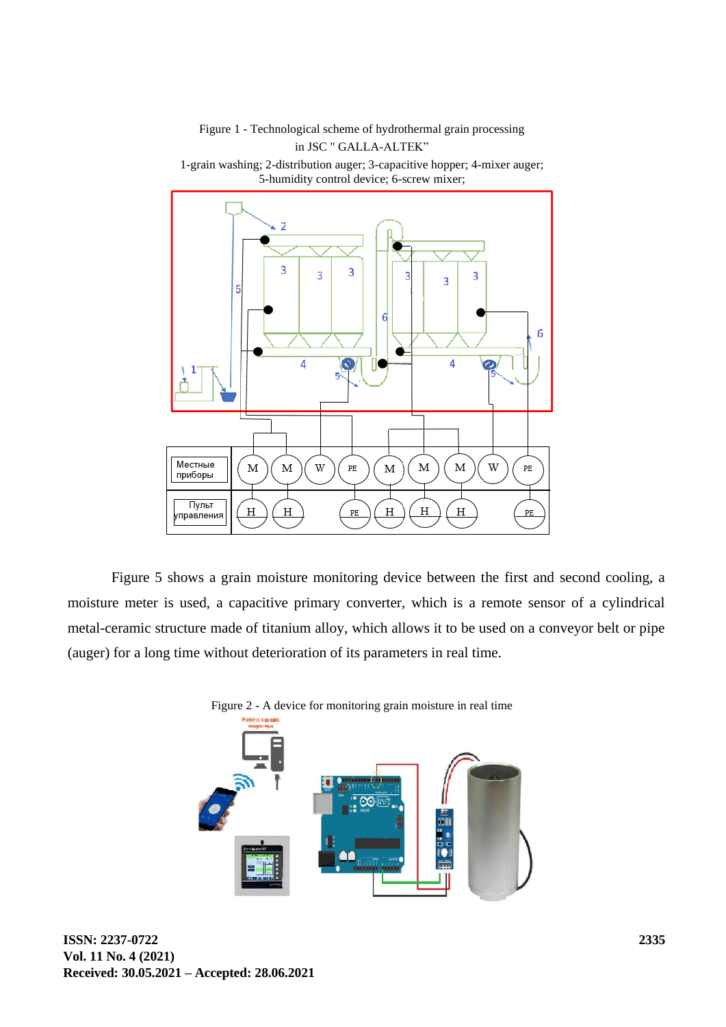Figure 1 - Technological scheme of hydrothermal grain processing in JSC " GALLA-ALTEK"

1-grain washing; 2-distribution auger; 3-capacitive hopper; 4-mixer auger; 5-humidity control device; 6-screw mixer;

Figure 5 shows a grain moisture monitoring device between the first and second cooling, a moisture meter is used, a capacitive primary converter, which is a remote sensor of a cylindrical metal-ceramic structure made of titanium alloy, which allows it to be used on a conveyor belt or pipe (auger) for a long time without deterioration of its parameters in real time.

Figure 2 - A device for monitoring grain moisture in real time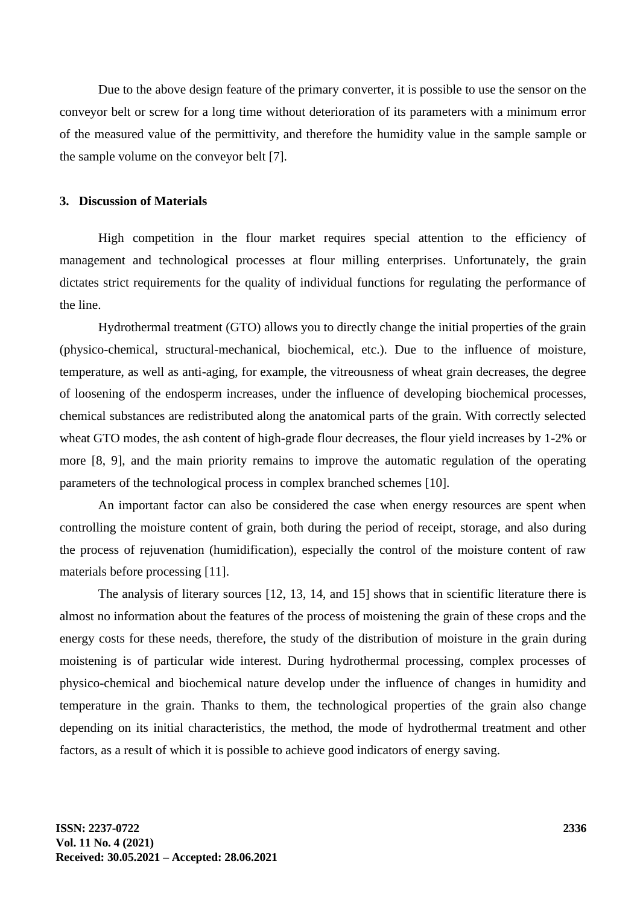Due to the above design feature of the primary converter, it is possible to use the sensor on the conveyor belt or screw for a long time without deterioration of its parameters with a minimum error of the measured value of the permittivity, and therefore the humidity value in the sample sample or the sample volume on the conveyor belt [7].

## 3. Discussion of Materials

High competition in the flour market requires special attention to the efficiency of management and technological processes at flour milling enterprises. Unfortunately, the grain dictates strict requirements for the quality of individual functions for regulating the performance of the line.

Hydrothermal treatment (GTO) allows you to directly change the initial properties of the grain (physico-chemical, structural-mechanical, biochemical, etc.). Due to the influence of moisture, temperature, as well as anti-aging, for example, the vitreousness of wheat grain decreases, the degree of loosening of the endosperm increases, under the influence of developing biochemical processes, chemical substances are redistributed along the anatomical parts of the grain. With correctly selected wheat GTO modes, the ash content of high-grade flour decreases, the flour yield increases by 1-2% or more [8, 9], and the main priority remains to improve the automatic regulation of the operating parameters of the technological process in complex branched schemes [10].

An important factor can also be considered the case when energy resources are spent when controlling the moisture content of grain, both during the period of receipt, storage, and also during the process of rejuvenation (humidification), especially the control of the moisture content of raw materials before processing [11].

The analysis of literary sources [12, 13, 14, and 15] shows that in scientific literature there is almost no information about the features of the process of moistening the grain of these crops and the energy costs for these needs, therefore, the study of the distribution of moisture in the grain during moistening is of particular wide interest. During hydrothermal processing, complex processes of physico-chemical and biochemical nature develop under the influence of changes in humidity and temperature in the grain. Thanks to them, the technological properties of the grain also change depending on its initial characteristics, the method, the mode of hydrothermal treatment and other factors, as a result of which it is possible to achieve good indicators of energy saving.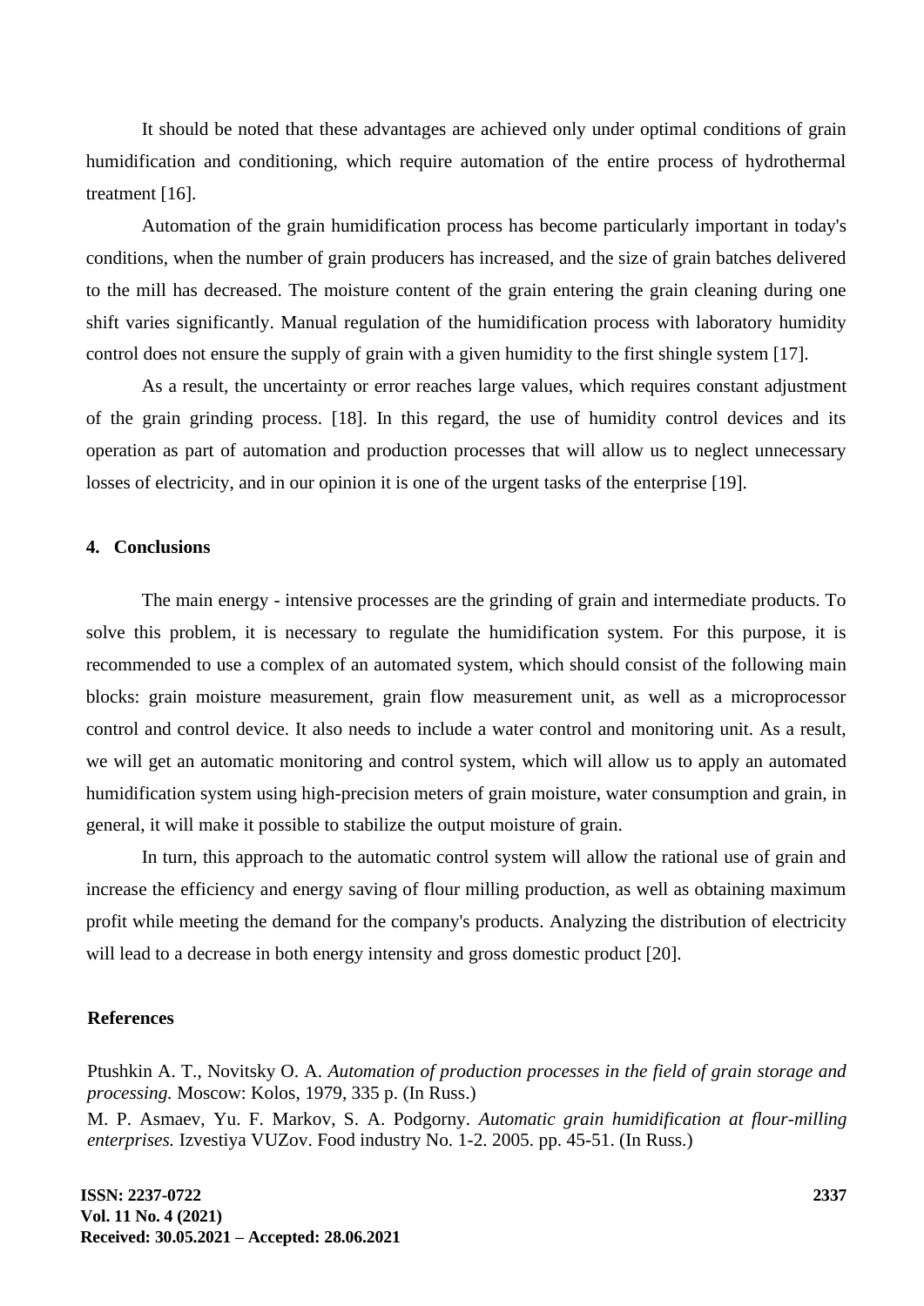It should be noted that these advantages are achieved only under optimal conditions of grain humidification and conditioning, which require automation of the entire process of hydrothermal treatment [16].

Automation of the grain humidification process has become particularly important in today's conditions, when the number of grain producers has increased, and the size of grain batches delivered to the mill has decreased. The moisture content of the grain entering the grain cleaning during one shift varies significantly. Manual regulation of the humidification process with laboratory humidity control does not ensure the supply of grain with a given humidity to the first shingle system [17].

As a result, the uncertainty or error reaches large values, which requires constant adjustment of the grain grinding process. [18]. In this regard, the use of humidity control devices and its operation as part of automation and production processes that will allow us to neglect unnecessary losses of electricity, and in our opinion it is one of the urgent tasks of the enterprise [19].

## 4. Conclusions

The main energy - intensive processes are the grinding of grain and intermediate products. To solve this problem, it is necessary to regulate the humidification system. For this purpose, it is recommended to use a complex of an automated system, which should consist of the following main blocks: grain moisture measurement, grain flow measurement unit, as well as a microprocessor control and control device. It also needs to include a water control and monitoring unit. As a result, we will get an automatic monitoring and control system, which will allow us to apply an automated humidification system using high-precision meters of grain moisture, water consumption and grain, in general, it will make it possible to stabilize the output moisture of grain.

In turn, this approach to the automatic control system will allow the rational use of grain and increase the efficiency and energy saving of flour milling production, as well as obtaining maximum profit while meeting the demand for the company's products. Analyzing the distribution of electricity will lead to a decrease in both energy intensity and gross domestic product [20].

## References

Ptushkin A. T., Novitsky O. A. *Automation of production processes in the field of grain storage and processing.* Moscow: Kolos, 1979, 335 p. (In Russ.)

M. P. Asmaev, Yu. F. Markov, S. A. Podgorny. *Automatic grain humidification at flour-milling enterprises.* Izvestiya VUZov. Food industry No. 1-2. 2005. pp. 45-51. (In Russ.)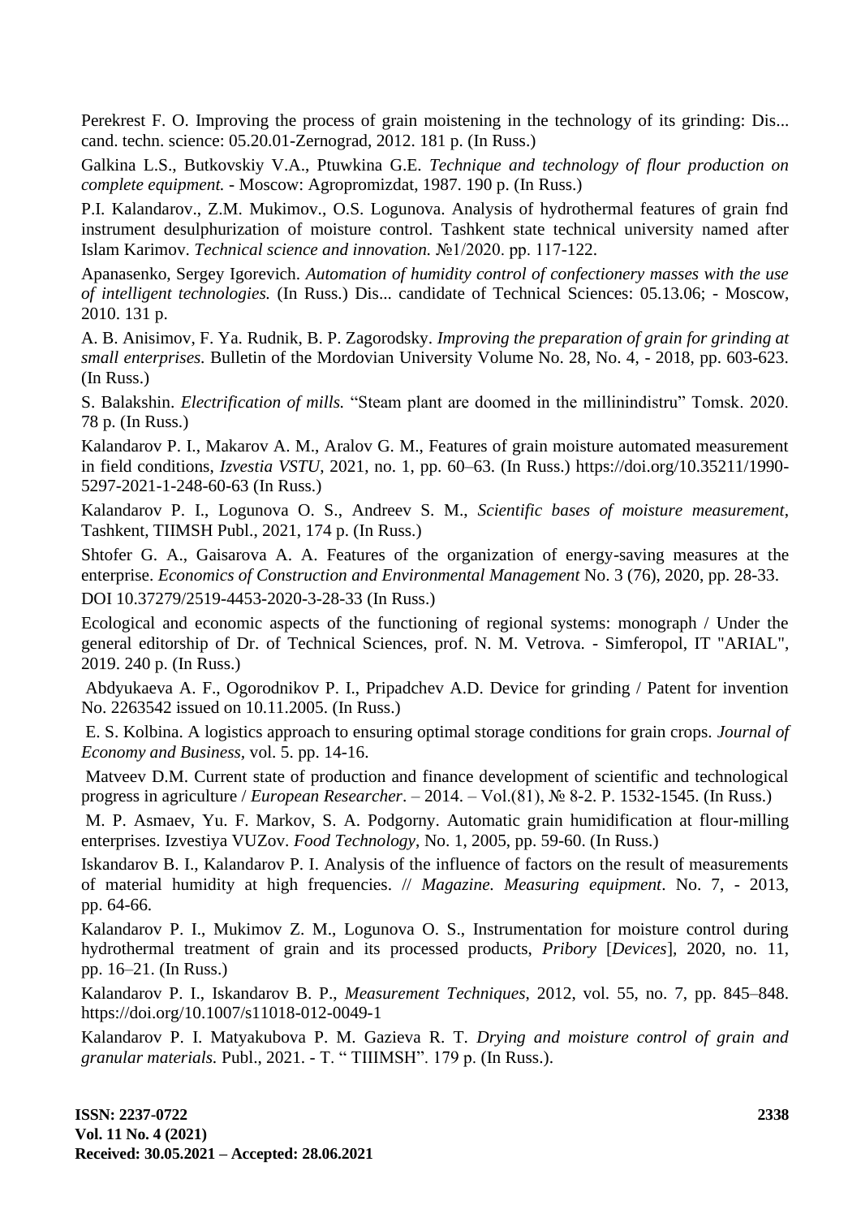Perekrest F. O. Improving the process of grain moistening in the technology of its grinding: Dis... cand. techn. science: 05.20.01-Zernograd, 2012. 181 p. (In Russ.)

Galkina L.S., Butkovskiy V.A., Ptuwkina G.E. *Technique and technology of flour production on complete equipment.* - Moscow: Agropromizdat, 1987. 190 p. (In Russ.)

P.I. Kalandarov., Z.M. Mukimov., O.S. Logunova. Analysis of hydrothermal features of grain fnd instrument desulphurization of moisture control. Tashkent state technical university named after Islam Karimov. *Technical science and innovation.* №1/2020. pp. 117-122.

Apanasenko, Sergey Igorevich. *Automation of humidity control of confectionery masses with the use of intelligent technologies.* (In Russ.) Dis... candidate of Technical Sciences: 05.13.06; - Moscow, 2010. 131 p.

A. B. Anisimov, F. Ya. Rudnik, B. P. Zagorodsky. *Improving the preparation of grain for grinding at small enterprises.* Bulletin of the Mordovian University Volume No. 28, No. 4, - 2018, pp. 603-623. (In Russ.)

S. Balakshin. *Electrification of mills.* "Steam plant are doomed in the millinindistru" Tomsk. 2020. 78 p. (In Russ.)

Kalandarov P. I., Makarov A. M., Aralov G. M., Features of grain moisture automated measurement in field conditions, *Izvestia VSTU*, 2021, no. 1, pp. 60–63. (In Russ.) https://doi.org/10.35211/1990-5297-2021-1-248-60-63 (In Russ.)

Kalandarov P. I., Logunova O. S., Andreev S. M., *Scientific bases of moisture measurement*, Tashkent, TIIMSH Publ., 2021, 174 p. (In Russ.)

Shtofer G. A., Gaisarova A. A. Features of the organization of energy-saving measures at the enterprise. *Economics of Construction and Environmental Management* No. 3 (76), 2020, pp. 28-33. DOI 10.37279/2519-4453-2020-3-28-33 (In Russ.)

Ecological and economic aspects of the functioning of regional systems: monograph / Under the general editorship of Dr. of Technical Sciences, prof. N. M. Vetrova. - Simferopol, IT "ARIAL", 2019. 240 p. (In Russ.)

Abdyukaeva A. F., Ogorodnikov P. I., Pripadchev A.D. Device for grinding / Patent for invention No. 2263542 issued on 10.11.2005. (In Russ.)

E. S. Kolbina. A logistics approach to ensuring optimal storage conditions for grain crops. *Journal of Economy and Business,* vol. 5. pp. 14-16.

Matveev D.M. Current state of production and finance development of scientific and technological progress in agriculture / *European Researcher*. – 2014. – Vol.(81), № 8-2. P. 1532-1545. (In Russ.)

M. P. Asmaev, Yu. F. Markov, S. A. Podgorny. Automatic grain humidification at flour-milling enterprises. Izvestiya VUZov. *Food Technology*, No. 1, 2005, pp. 59-60. (In Russ.)

Iskandarov B. I., Kalandarov P. I. Analysis of the influence of factors on the result of measurements of material humidity at high frequencies. // *Magazine. Measuring equipment*. No. 7, - 2013, pp. 64-66.

Kalandarov P. I., Mukimov Z. M., Logunova O. S., Instrumentation for moisture control during hydrothermal treatment of grain and its processed products, *Pribory* [*Devices*], 2020, no. 11, pp. 16–21. (In Russ.)

Kalandarov P. I., Iskandarov B. P., *Measurement Techniques*, 2012, vol. 55, no. 7, pp. 845–848. https://doi.org/10.1007/s11018-012-0049-1

Kalandarov P. I. Matyakubova P. M. Gazieva R. T. *Drying and moisture control of grain and granular materials.* Publ., 2021. - T. " TIIIMSH". 179 p. (In Russ.).